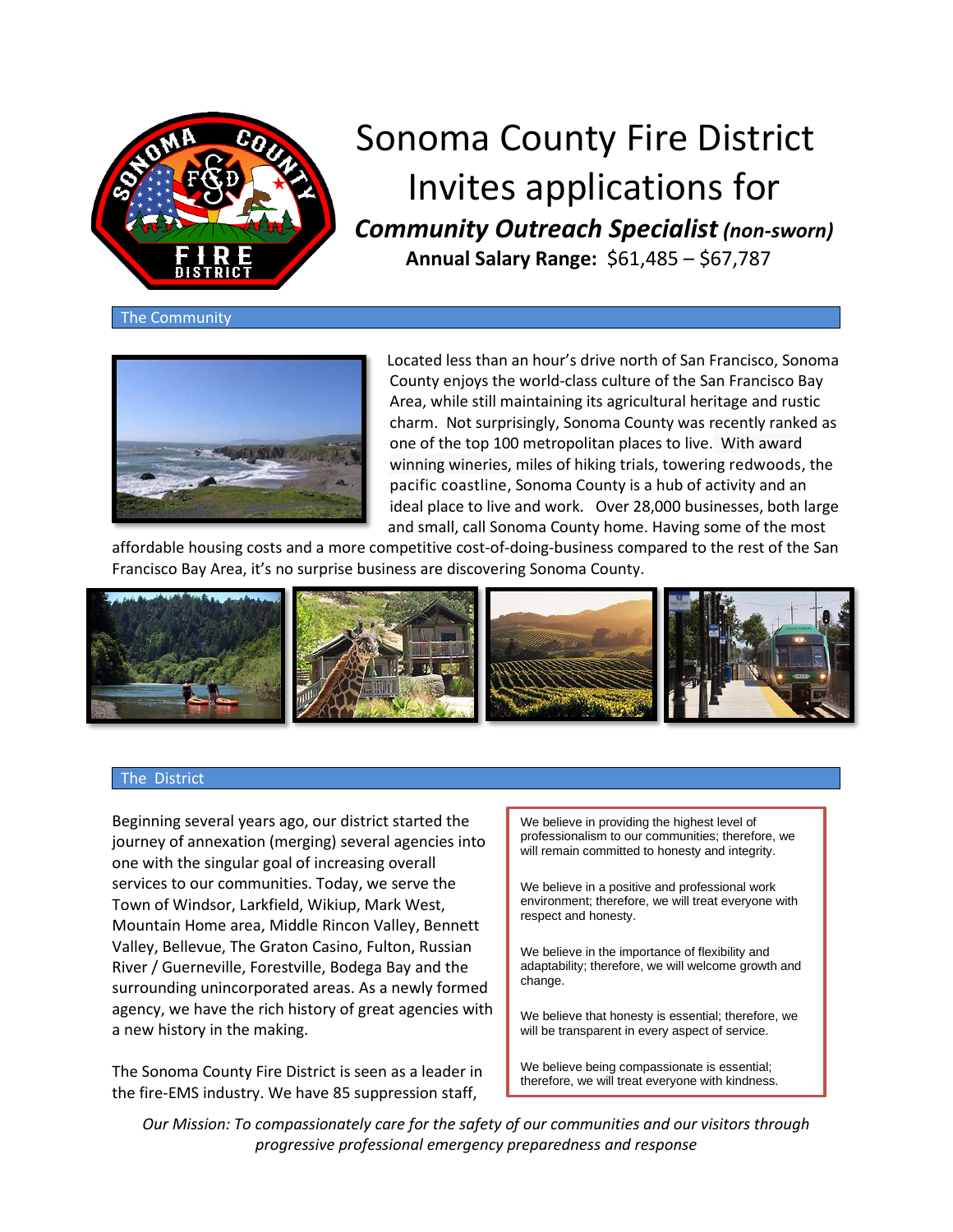# Sonoma County Fire District Invites applications for

## ***Community Outreach Specialist*** *(non-sworn)*

**Annual Salary Range:** $61,485 – $67,787

## The Community

Located less than an hour's drive north of San Francisco, Sonoma County enjoys the world-class culture of the San Francisco Bay Area, while still maintaining its agricultural heritage and rustic charm. Not surprisingly, Sonoma County was recently ranked as one of the top 100 metropolitan places to live. With award winning wineries, miles of hiking trials, towering redwoods, the pacific coastline, Sonoma County is a hub of activity and an ideal place to live and work. Over 28,000 businesses, both large and small, call Sonoma County home. Having some of the most affordable housing costs and a more competitive cost-of-doing-business compared to the rest of the San Francisco Bay Area, it's no surprise business are discovering Sonoma County.

## The District

Beginning several years ago, our district started the journey of annexation (merging) several agencies into one with the singular goal of increasing overall services to our communities. Today, we serve the Town of Windsor, Larkfield, Wikiup, Mark West, Mountain Home area, Middle Rincon Valley, Bennett Valley, Bellevue, The Graton Casino, Fulton, Russian River / Guerneville, Forestville, Bodega Bay and the surrounding unincorporated areas. As a newly formed agency, we have the rich history of great agencies with a new history in the making.

The Sonoma County Fire District is seen as a leader in the fire-EMS industry. We have 85 suppression staff,

We believe in providing the highest level of professionalism to our communities; therefore, we will remain committed to honesty and integrity.

We believe in a positive and professional work environment; therefore, we will treat everyone with respect and honesty.

We believe in the importance of flexibility and adaptability; therefore, we will welcome growth and change.

We believe that honesty is essential; therefore, we will be transparent in every aspect of service.

We believe being compassionate is essential; therefore, we will treat everyone with kindness.

*Our Mission: To compassionately care for the safety of our communities and our visitors through progressive professional emergency preparedness and response*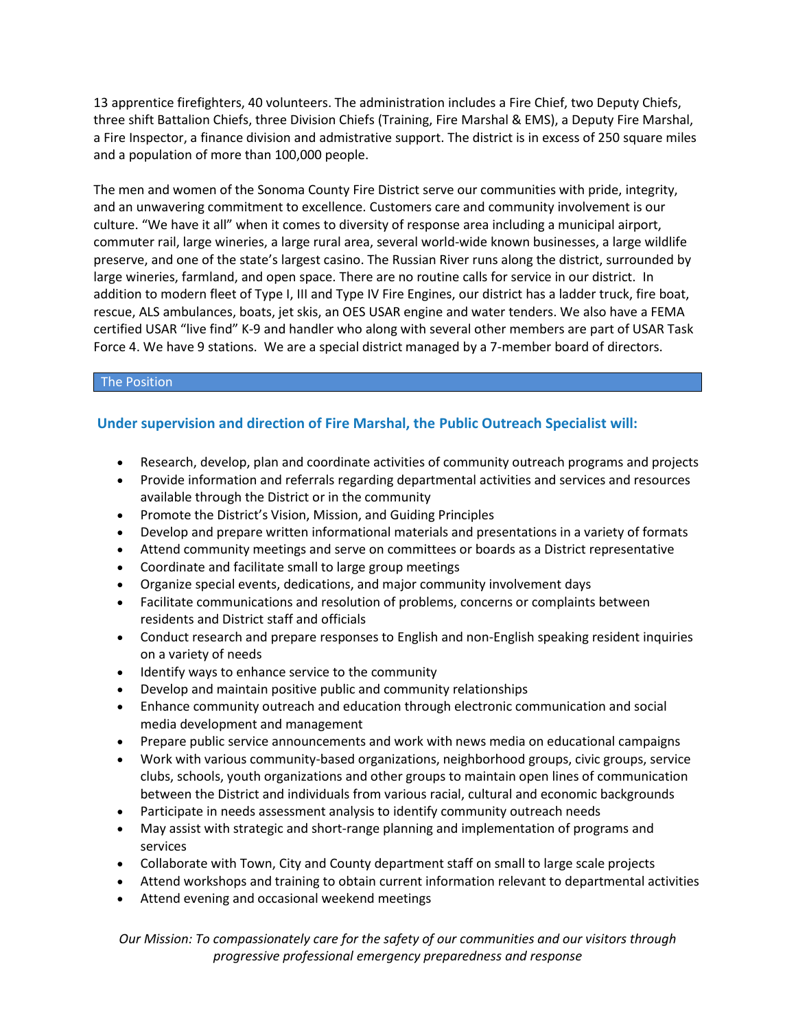13 apprentice firefighters, 40 volunteers. The administration includes a Fire Chief, two Deputy Chiefs, three shift Battalion Chiefs, three Division Chiefs (Training, Fire Marshal & EMS), a Deputy Fire Marshal, a Fire Inspector, a finance division and admistrative support. The district is in excess of 250 square miles and a population of more than 100,000 people.

The men and women of the Sonoma County Fire District serve our communities with pride, integrity, and an unwavering commitment to excellence. Customers care and community involvement is our culture. "We have it all" when it comes to diversity of response area including a municipal airport, commuter rail, large wineries, a large rural area, several world-wide known businesses, a large wildlife preserve, and one of the state's largest casino. The Russian River runs along the district, surrounded by large wineries, farmland, and open space. There are no routine calls for service in our district. In addition to modern fleet of Type I, III and Type IV Fire Engines, our district has a ladder truck, fire boat, rescue, ALS ambulances, boats, jet skis, an OES USAR engine and water tenders. We also have a FEMA certified USAR "live find" K-9 and handler who along with several other members are part of USAR Task Force 4. We have 9 stations. We are a special district managed by a 7-member board of directors.

## The Position

### Under supervision and direction of Fire Marshal, the Public Outreach Specialist will:

- Research, develop, plan and coordinate activities of community outreach programs and projects
- Provide information and referrals regarding departmental activities and services and resources available through the District or in the community
- Promote the District's Vision, Mission, and Guiding Principles
- Develop and prepare written informational materials and presentations in a variety of formats
- Attend community meetings and serve on committees or boards as a District representative
- Coordinate and facilitate small to large group meetings
- Organize special events, dedications, and major community involvement days
- Facilitate communications and resolution of problems, concerns or complaints between residents and District staff and officials
- Conduct research and prepare responses to English and non-English speaking resident inquiries on a variety of needs
- Identify ways to enhance service to the community
- Develop and maintain positive public and community relationships
- Enhance community outreach and education through electronic communication and social media development and management
- Prepare public service announcements and work with news media on educational campaigns
- Work with various community-based organizations, neighborhood groups, civic groups, service clubs, schools, youth organizations and other groups to maintain open lines of communication between the District and individuals from various racial, cultural and economic backgrounds
- Participate in needs assessment analysis to identify community outreach needs
- May assist with strategic and short-range planning and implementation of programs and services
- Collaborate with Town, City and County department staff on small to large scale projects
- Attend workshops and training to obtain current information relevant to departmental activities
- Attend evening and occasional weekend meetings

*Our Mission: To compassionately care for the safety of our communities and our visitors through progressive professional emergency preparedness and response*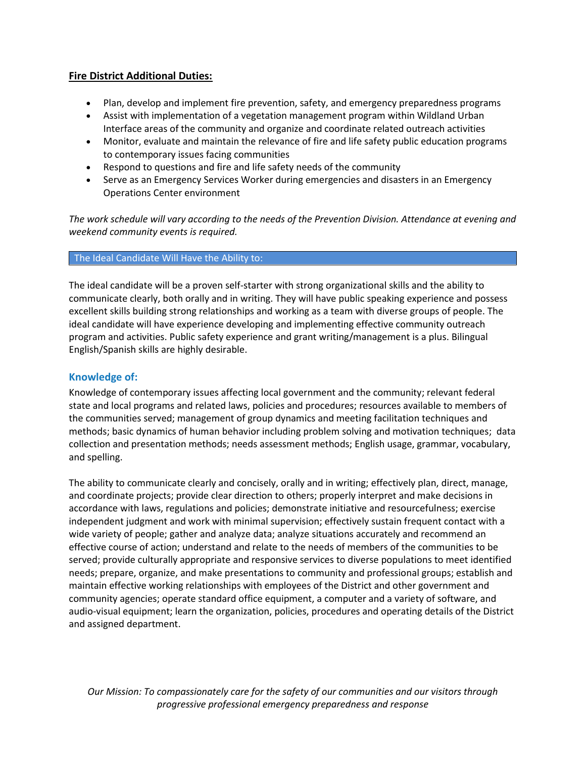**Fire District Additional Duties:**

- Plan, develop and implement fire prevention, safety, and emergency preparedness programs
- Assist with implementation of a vegetation management program within Wildland Urban Interface areas of the community and organize and coordinate related outreach activities
- Monitor, evaluate and maintain the relevance of fire and life safety public education programs to contemporary issues facing communities
- Respond to questions and fire and life safety needs of the community
- Serve as an Emergency Services Worker during emergencies and disasters in an Emergency Operations Center environment

*The work schedule will vary according to the needs of the Prevention Division. Attendance at evening and weekend community events is required.*

## The Ideal Candidate Will Have the Ability to:

The ideal candidate will be a proven self-starter with strong organizational skills and the ability to communicate clearly, both orally and in writing. They will have public speaking experience and possess excellent skills building strong relationships and working as a team with diverse groups of people. The ideal candidate will have experience developing and implementing effective community outreach program and activities. Public safety experience and grant writing/management is a plus. Bilingual English/Spanish skills are highly desirable.

### Knowledge of:

Knowledge of contemporary issues affecting local government and the community; relevant federal state and local programs and related laws, policies and procedures; resources available to members of the communities served; management of group dynamics and meeting facilitation techniques and methods; basic dynamics of human behavior including problem solving and motivation techniques; data collection and presentation methods; needs assessment methods; English usage, grammar, vocabulary, and spelling.

The ability to communicate clearly and concisely, orally and in writing; effectively plan, direct, manage, and coordinate projects; provide clear direction to others; properly interpret and make decisions in accordance with laws, regulations and policies; demonstrate initiative and resourcefulness; exercise independent judgment and work with minimal supervision; effectively sustain frequent contact with a wide variety of people; gather and analyze data; analyze situations accurately and recommend an effective course of action; understand and relate to the needs of members of the communities to be served; provide culturally appropriate and responsive services to diverse populations to meet identified needs; prepare, organize, and make presentations to community and professional groups; establish and maintain effective working relationships with employees of the District and other government and community agencies; operate standard office equipment, a computer and a variety of software, and audio-visual equipment; learn the organization, policies, procedures and operating details of the District and assigned department.

*Our Mission: To compassionately care for the safety of our communities and our visitors through progressive professional emergency preparedness and response*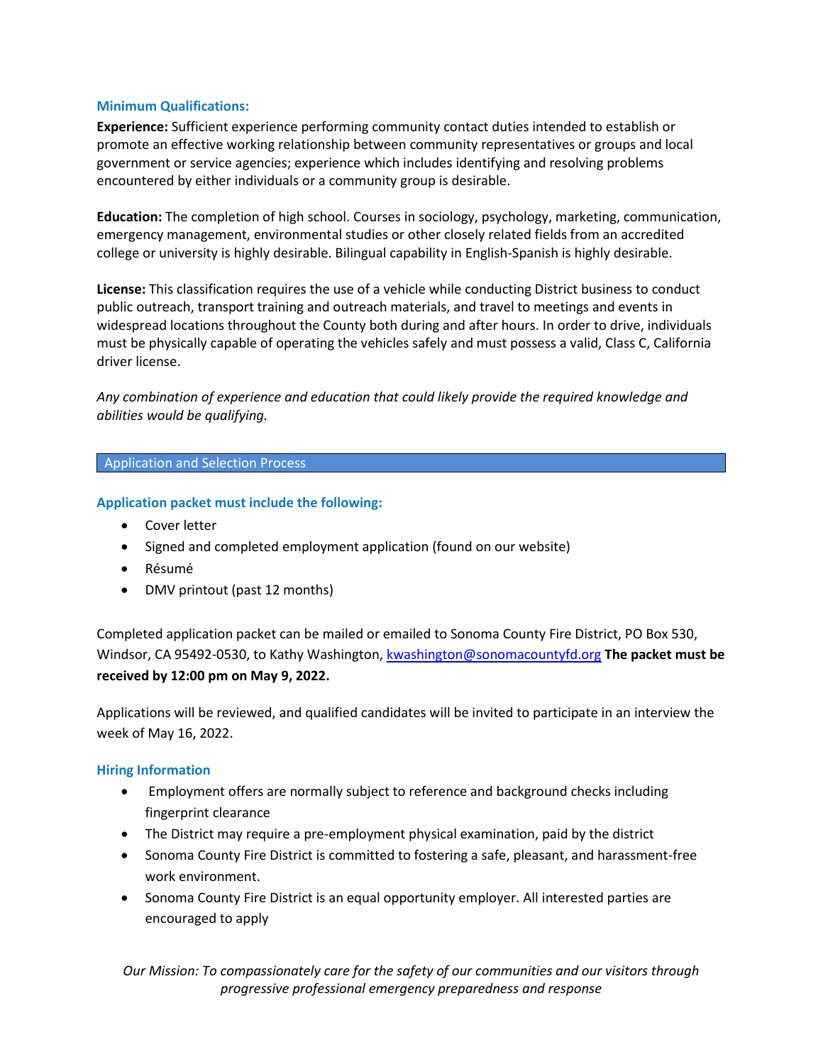### Minimum Qualifications:

**Experience:** Sufficient experience performing community contact duties intended to establish or promote an effective working relationship between community representatives or groups and local government or service agencies; experience which includes identifying and resolving problems encountered by either individuals or a community group is desirable.

**Education:** The completion of high school. Courses in sociology, psychology, marketing, communication, emergency management, environmental studies or other closely related fields from an accredited college or university is highly desirable. Bilingual capability in English-Spanish is highly desirable.

**License:** This classification requires the use of a vehicle while conducting District business to conduct public outreach, transport training and outreach materials, and travel to meetings and events in widespread locations throughout the County both during and after hours. In order to drive, individuals must be physically capable of operating the vehicles safely and must possess a valid, Class C, California driver license.

*Any combination of experience and education that could likely provide the required knowledge and abilities would be qualifying.*

## Application and Selection Process

### Application packet must include the following:

- Cover letter
- Signed and completed employment application (found on our website)
- Résumé
- DMV printout (past 12 months)

Completed application packet can be mailed or emailed to Sonoma County Fire District, PO Box 530, Windsor, CA 95492-0530, to Kathy Washington, kwashington@sonomacountyfd.org **The packet must be received by 12:00 pm on May 9, 2022.**

Applications will be reviewed, and qualified candidates will be invited to participate in an interview the week of May 16, 2022.

### Hiring Information

- Employment offers are normally subject to reference and background checks including fingerprint clearance
- The District may require a pre-employment physical examination, paid by the district
- Sonoma County Fire District is committed to fostering a safe, pleasant, and harassment-free work environment.
- Sonoma County Fire District is an equal opportunity employer. All interested parties are encouraged to apply

*Our Mission: To compassionately care for the safety of our communities and our visitors through progressive professional emergency preparedness and response*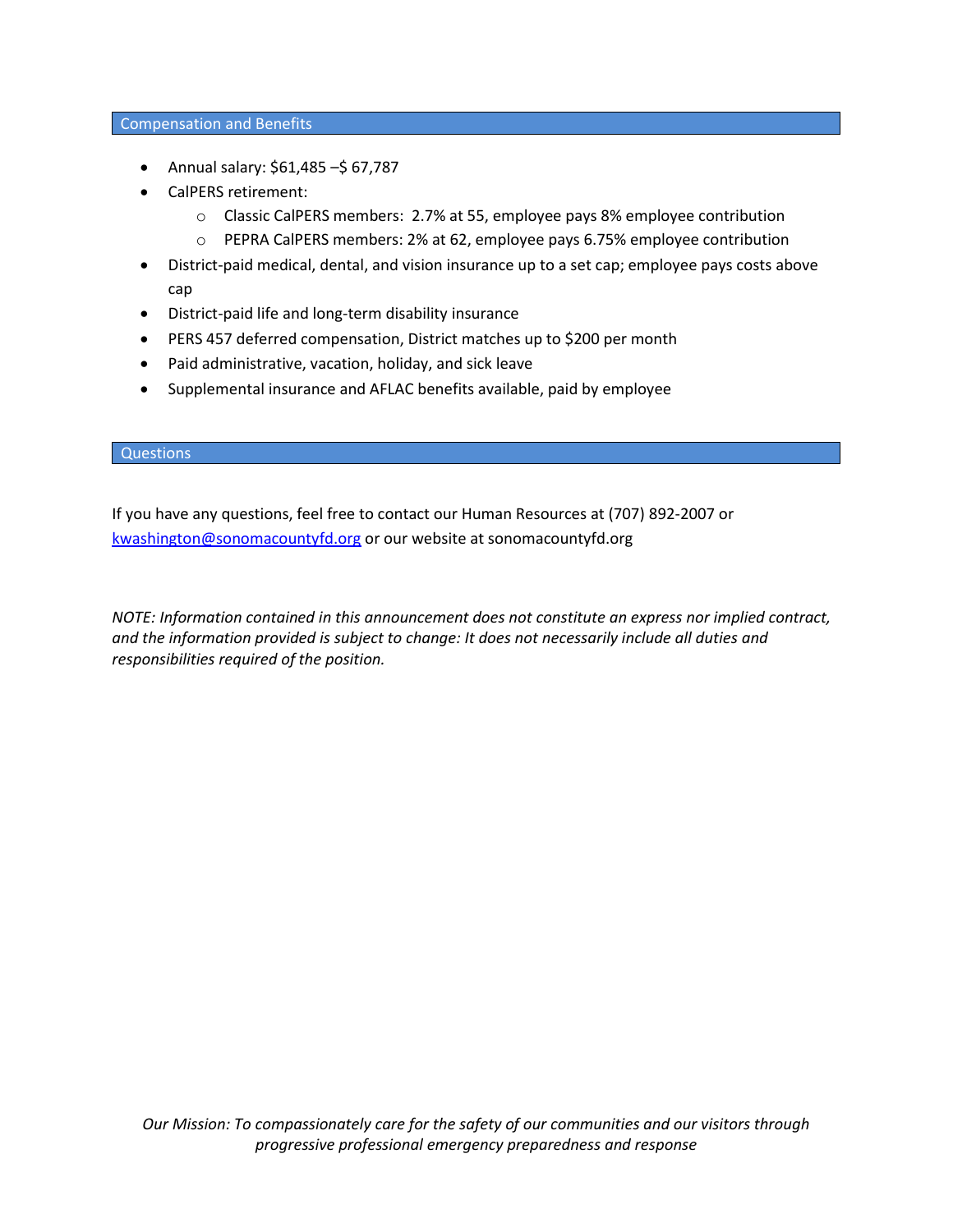## Compensation and Benefits

- Annual salary: $61,485 –$ 67,787
- CalPERS retirement:
  - Classic CalPERS members: 2.7% at 55, employee pays 8% employee contribution
  - PEPRA CalPERS members: 2% at 62, employee pays 6.75% employee contribution
- District-paid medical, dental, and vision insurance up to a set cap; employee pays costs above cap
- District-paid life and long-term disability insurance
- PERS 457 deferred compensation, District matches up to $200 per month
- Paid administrative, vacation, holiday, and sick leave
- Supplemental insurance and AFLAC benefits available, paid by employee

## Questions

If you have any questions, feel free to contact our Human Resources at (707) 892-2007 or kwashington@sonomacountyfd.org or our website at sonomacountyfd.org

*NOTE: Information contained in this announcement does not constitute an express nor implied contract, and the information provided is subject to change: It does not necessarily include all duties and responsibilities required of the position.*

*Our Mission: To compassionately care for the safety of our communities and our visitors through progressive professional emergency preparedness and response*